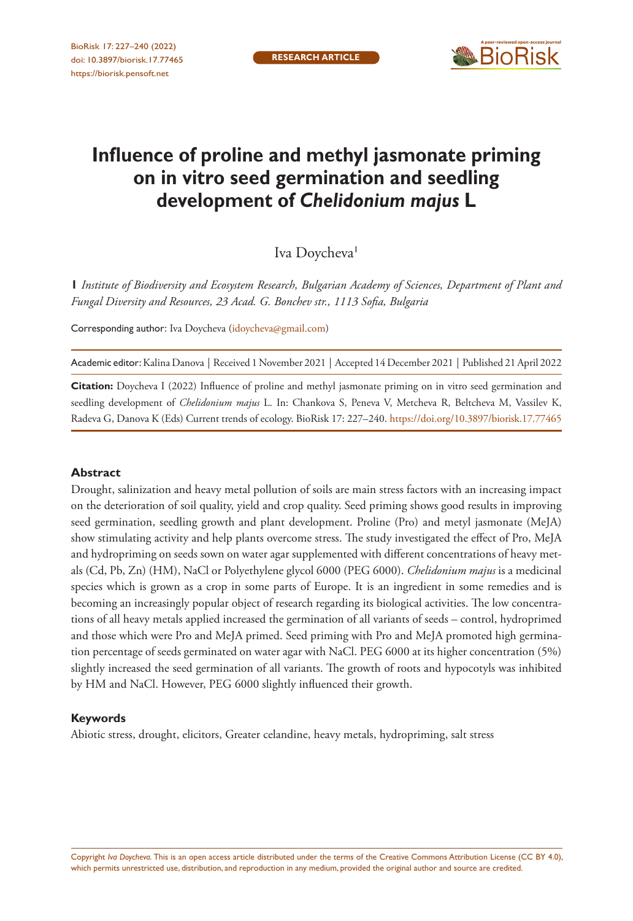RESEARCH ARTICLE

# Influence of proline and methyl jasmonate priming on in vitro seed germination and seedling development of *Chelidonium majus* L

Iva Doycheva[1]

**1** *Institute of Biodiversity and Ecosystem Research, Bulgarian Academy of Sciences, Department of Plant and Fungal Diversity and Resources, 23 Acad. G. Bonchev str., 1113 Sofia, Bulgaria*

Corresponding author: Iva Doycheva (idoycheva@gmail.com)

Academic editor: Kalina Danova | Received 1 November 2021 | Accepted 14 December 2021 | Published 21 April 2022

**Citation:** Doycheva I (2022) Influence of proline and methyl jasmonate priming on in vitro seed germination and seedling development of *Chelidonium majus* L. In: Chankova S, Peneva V, Metcheva R, Beltcheva M, Vassilev K, Radeva G, Danova K (Eds) Current trends of ecology. BioRisk 17: 227–240. https://doi.org/10.3897/biorisk.17.77465

## Abstract

Drought, salinization and heavy metal pollution of soils are main stress factors with an increasing impact on the deterioration of soil quality, yield and crop quality. Seed priming shows good results in improving seed germination, seedling growth and plant development. Proline (Pro) and metyl jasmonate (MeJA) show stimulating activity and help plants overcome stress. The study investigated the effect of Pro, MeJA and hydropriming on seeds sown on water agar supplemented with different concentrations of heavy metals (Cd, Pb, Zn) (HM), NaCl or Polyethylene glycol 6000 (PEG 6000). *Chelidonium majus* is a medicinal species which is grown as a crop in some parts of Europe. It is an ingredient in some remedies and is becoming an increasingly popular object of research regarding its biological activities. The low concentrations of all heavy metals applied increased the germination of all variants of seeds – control, hydroprimed and those which were Pro and MeJA primed. Seed priming with Pro and MeJA promoted high germination percentage of seeds germinated on water agar with NaCl. PEG 6000 at its higher concentration (5%) slightly increased the seed germination of all variants. The growth of roots and hypocotyls was inhibited by HM and NaCl. However, PEG 6000 slightly influenced their growth.

## Keywords

Abiotic stress, drought, elicitors, Greater celandine, heavy metals, hydropriming, salt stress

Copyright *Iva Doycheva.* This is an open access article distributed under the terms of the Creative Commons Attribution License (CC BY 4.0), which permits unrestricted use, distribution, and reproduction in any medium, provided the original author and source are credited.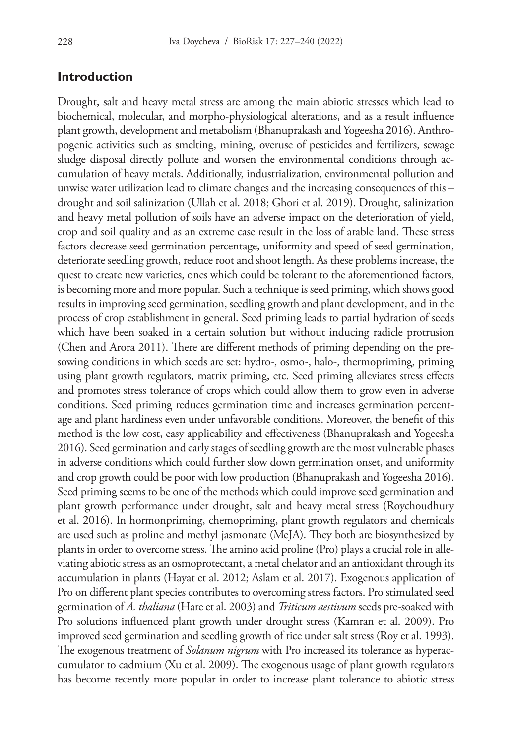## Introduction

Drought, salt and heavy metal stress are among the main abiotic stresses which lead to biochemical, molecular, and morpho-physiological alterations, and as a result influence plant growth, development and metabolism (Bhanuprakash and Yogeesha 2016). Anthropogenic activities such as smelting, mining, overuse of pesticides and fertilizers, sewage sludge disposal directly pollute and worsen the environmental conditions through accumulation of heavy metals. Additionally, industrialization, environmental pollution and unwise water utilization lead to climate changes and the increasing consequences of this – drought and soil salinization (Ullah et al. 2018; Ghori et al. 2019). Drought, salinization and heavy metal pollution of soils have an adverse impact on the deterioration of yield, crop and soil quality and as an extreme case result in the loss of arable land. These stress factors decrease seed germination percentage, uniformity and speed of seed germination, deteriorate seedling growth, reduce root and shoot length. As these problems increase, the quest to create new varieties, ones which could be tolerant to the aforementioned factors, is becoming more and more popular. Such a technique is seed priming, which shows good results in improving seed germination, seedling growth and plant development, and in the process of crop establishment in general. Seed priming leads to partial hydration of seeds which have been soaked in a certain solution but without inducing radicle protrusion (Chen and Arora 2011). There are different methods of priming depending on the presowing conditions in which seeds are set: hydro-, osmo-, halo-, thermopriming, priming using plant growth regulators, matrix priming, etc. Seed priming alleviates stress effects and promotes stress tolerance of crops which could allow them to grow even in adverse conditions. Seed priming reduces germination time and increases germination percentage and plant hardiness even under unfavorable conditions. Moreover, the benefit of this method is the low cost, easy applicability and effectiveness (Bhanuprakash and Yogeesha 2016). Seed germination and early stages of seedling growth are the most vulnerable phases in adverse conditions which could further slow down germination onset, and uniformity and crop growth could be poor with low production (Bhanuprakash and Yogeesha 2016). Seed priming seems to be one of the methods which could improve seed germination and plant growth performance under drought, salt and heavy metal stress (Roychoudhury et al. 2016). In hormonpriming, chemopriming, plant growth regulators and chemicals are used such as proline and methyl jasmonate (MeJA). They both are biosynthesized by plants in order to overcome stress. The amino acid proline (Pro) plays a crucial role in alleviating abiotic stress as an osmoprotectant, a metal chelator and an antioxidant through its accumulation in plants (Hayat et al. 2012; Aslam et al. 2017). Exogenous application of Pro on different plant species contributes to overcoming stress factors. Pro stimulated seed germination of *A. thaliana* (Hare et al. 2003) and *Triticum aestivum* seeds pre-soaked with Pro solutions influenced plant growth under drought stress (Kamran et al. 2009). Pro improved seed germination and seedling growth of rice under salt stress (Roy et al. 1993). The exogenous treatment of *Solanum nigrum* with Pro increased its tolerance as hyperaccumulator to cadmium (Xu et al. 2009). The exogenous usage of plant growth regulators has become recently more popular in order to increase plant tolerance to abiotic stress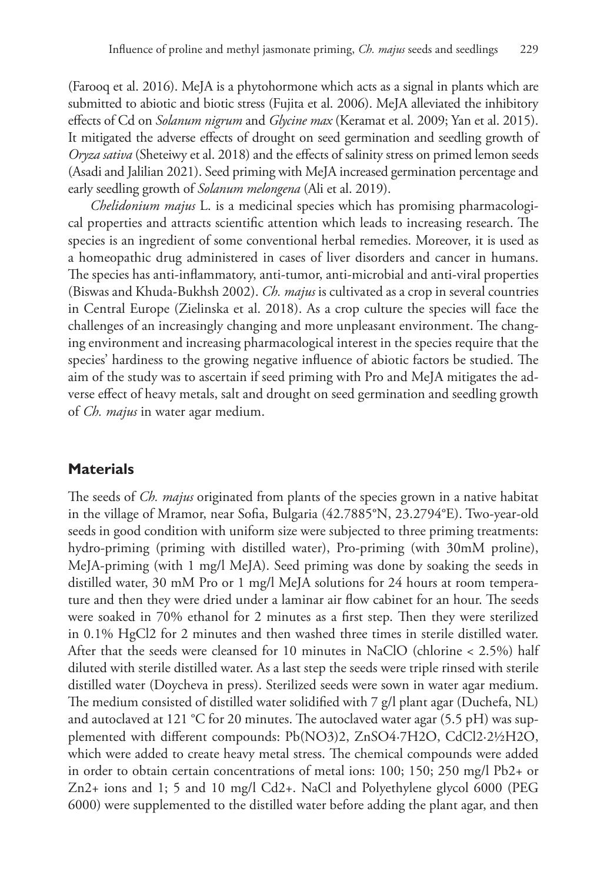(Farooq et al. 2016). MeJA is a phytohormone which acts as a signal in plants which are submitted to abiotic and biotic stress (Fujita et al. 2006). MeJA alleviated the inhibitory effects of Cd on *Solanum nigrum* and *Glycine max* (Keramat et al. 2009; Yan et al. 2015). It mitigated the adverse effects of drought on seed germination and seedling growth of *Oryza sativa* (Sheteiwy et al. 2018) and the effects of salinity stress on primed lemon seeds (Asadi and Jalilian 2021). Seed priming with MeJA increased germination percentage and early seedling growth of *Solanum melongena* (Ali et al. 2019).

*Chelidonium majus* L. is a medicinal species which has promising pharmacological properties and attracts scientific attention which leads to increasing research. The species is an ingredient of some conventional herbal remedies. Moreover, it is used as a homeopathic drug administered in cases of liver disorders and cancer in humans. The species has anti-inflammatory, anti-tumor, anti-microbial and anti-viral properties (Biswas and Khuda-Bukhsh 2002). *Ch. majus* is cultivated as a crop in several countries in Central Europe (Zielinska et al. 2018). As a crop culture the species will face the challenges of an increasingly changing and more unpleasant environment. The changing environment and increasing pharmacological interest in the species require that the species' hardiness to the growing negative influence of abiotic factors be studied. The aim of the study was to ascertain if seed priming with Pro and MeJA mitigates the adverse effect of heavy metals, salt and drought on seed germination and seedling growth of *Ch. majus* in water agar medium.

## Materials

The seeds of *Ch. majus* originated from plants of the species grown in a native habitat in the village of Mramor, near Sofia, Bulgaria (42.7885°N, 23.2794°E). Two-year-old seeds in good condition with uniform size were subjected to three priming treatments: hydro-priming (priming with distilled water), Pro-priming (with 30mM proline), MeJA-priming (with 1 mg/l MeJA). Seed priming was done by soaking the seeds in distilled water, 30 mM Pro or 1 mg/l MeJA solutions for 24 hours at room temperature and then they were dried under a laminar air flow cabinet for an hour. The seeds were soaked in 70% ethanol for 2 minutes as a first step. Then they were sterilized in 0.1% $HgCl_2$ for 2 minutes and then washed three times in sterile distilled water. After that the seeds were cleansed for 10 minutes in NaClO (chlorine < 2.5%) half diluted with sterile distilled water. As a last step the seeds were triple rinsed with sterile distilled water (Doycheva in press). Sterilized seeds were sown in water agar medium. The medium consisted of distilled water solidified with 7 g/l plant agar (Duchefa, NL) and autoclaved at 121 °C for 20 minutes. The autoclaved water agar (5.5 pH) was supplemented with different compounds: $Pb(NO_3)_2$, $ZnSO_4 \cdot 7H_2O$, $CdCl_2 \cdot 2½H_2O$, which were added to create heavy metal stress. The chemical compounds were added in order to obtain certain concentrations of metal ions: 100; 150; 250 mg/l $Pb^{2+}$ or $Zn^{2+}$ ions and 1; 5 and 10 mg/l $Cd^{2+}$. NaCl and Polyethylene glycol 6000 (PEG 6000) were supplemented to the distilled water before adding the plant agar, and then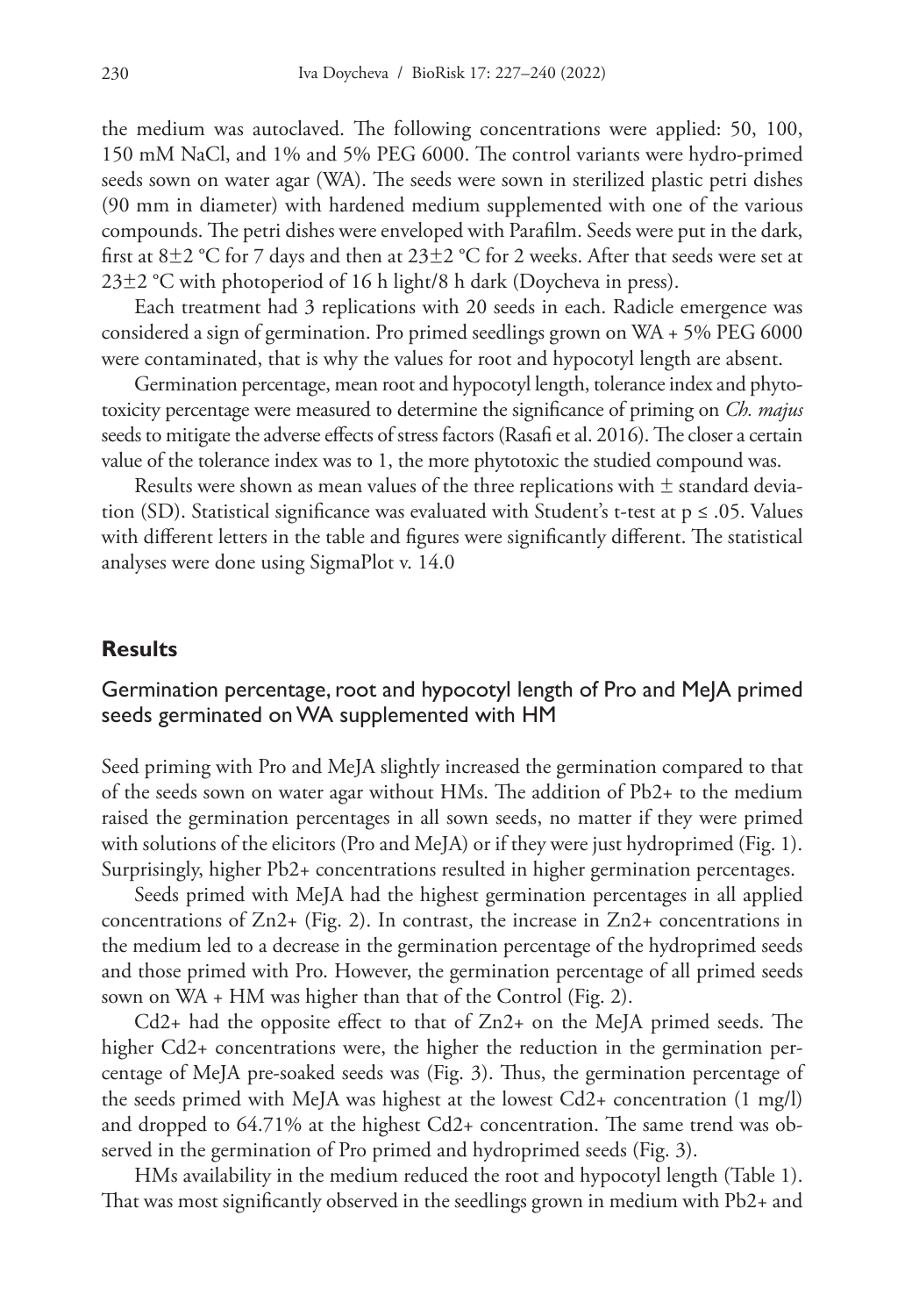the medium was autoclaved. The following concentrations were applied: 50, 100, 150 mM NaCl, and 1% and 5% PEG 6000. The control variants were hydro-primed seeds sown on water agar (WA). The seeds were sown in sterilized plastic petri dishes (90 mm in diameter) with hardened medium supplemented with one of the various compounds. The petri dishes were enveloped with Parafilm. Seeds were put in the dark, first at 8±2 °C for 7 days and then at 23±2 °C for 2 weeks. After that seeds were set at 23±2 °C with photoperiod of 16 h light/8 h dark (Doycheva in press).

Each treatment had 3 replications with 20 seeds in each. Radicle emergence was considered a sign of germination. Pro primed seedlings grown on WA + 5% PEG 6000 were contaminated, that is why the values for root and hypocotyl length are absent.

Germination percentage, mean root and hypocotyl length, tolerance index and phytotoxicity percentage were measured to determine the significance of priming on *Ch. majus* seeds to mitigate the adverse effects of stress factors (Rasafi et al. 2016). The closer a certain value of the tolerance index was to 1, the more phytotoxic the studied compound was.

Results were shown as mean values of the three replications with ± standard deviation (SD). Statistical significance was evaluated with Student's t-test at $p \leq .05$. Values with different letters in the table and figures were significantly different. The statistical analyses were done using SigmaPlot v. 14.0

## Results

### Germination percentage, root and hypocotyl length of Pro and MeJA primed seeds germinated on WA supplemented with HM

Seed priming with Pro and MeJA slightly increased the germination compared to that of the seeds sown on water agar without HMs. The addition of $Pb^{2+}$ to the medium raised the germination percentages in all sown seeds, no matter if they were primed with solutions of the elicitors (Pro and MeJA) or if they were just hydroprimed (Fig. 1). Surprisingly, higher $Pb^{2+}$ concentrations resulted in higher germination percentages.

Seeds primed with MeJA had the highest germination percentages in all applied concentrations of $Zn^{2+}$ (Fig. 2). In contrast, the increase in $Zn^{2+}$ concentrations in the medium led to a decrease in the germination percentage of the hydroprimed seeds and those primed with Pro. However, the germination percentage of all primed seeds sown on WA + HM was higher than that of the Control (Fig. 2).

$Cd^{2+}$ had the opposite effect to that of $Zn^{2+}$ on the MeJA primed seeds. The higher $Cd^{2+}$ concentrations were, the higher the reduction in the germination percentage of MeJA pre-soaked seeds was (Fig. 3). Thus, the germination percentage of the seeds primed with MeJA was highest at the lowest $Cd^{2+}$ concentration (1 mg/l) and dropped to 64.71% at the highest $Cd^{2+}$ concentration. The same trend was observed in the germination of Pro primed and hydroprimed seeds (Fig. 3).

HMs availability in the medium reduced the root and hypocotyl length (Table 1). That was most significantly observed in the seedlings grown in medium with $Pb^{2+}$ and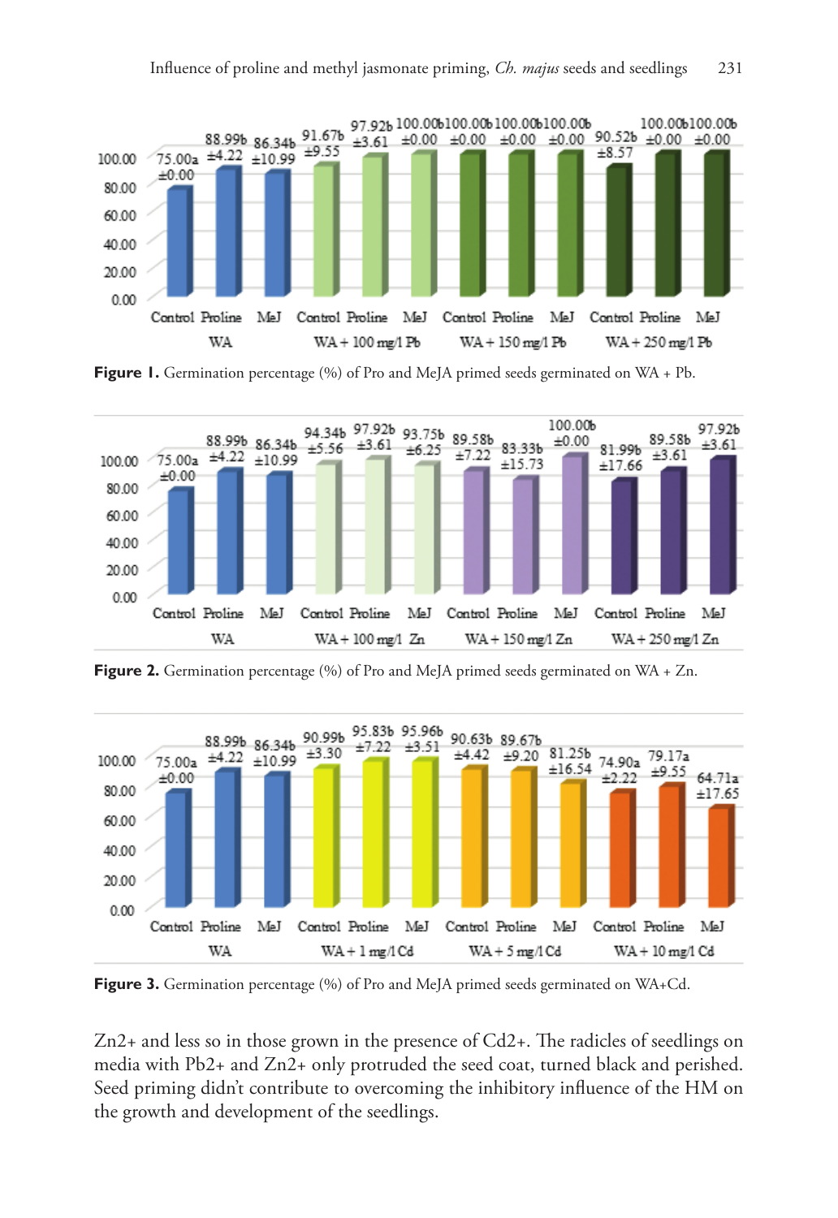Figure 1. Germination percentage (%) of Pro and MeJA primed seeds germinated on WA + Pb.

Figure 2. Germination percentage (%) of Pro and MeJA primed seeds germinated on WA + Zn.

Figure 3. Germination percentage (%) of Pro and MeJA primed seeds germinated on WA+Cd.

Zn2+ and less so in those grown in the presence of Cd2+. The radicles of seedlings on media with Pb2+ and Zn2+ only protruded the seed coat, turned black and perished. Seed priming didn't contribute to overcoming the inhibitory influence of the HM on the growth and development of the seedlings.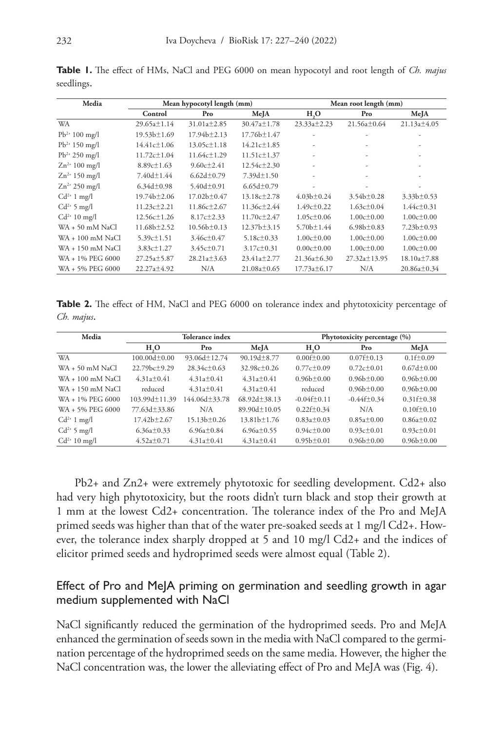**Table 1.** The effect of HMs, NaCl and PEG 6000 on mean hypocotyl and root length of *Ch. majus* seedlings.

| Media | Mean hypocotyl length (mm) | | | Mean root length (mm) | | |
|---|---|---|---|---|---|---|
| | Control | Pro | MeJA | $H_2O$ | Pro | MeJA |
| WA | 29.65a±1.14 | 31.01a±2.85 | 30.47a±1.78 | 23.33a±2.23 | 21.56a±0.64 | 21.13a±4.05 |
| $Pb^{2+}$ 100 mg/l | 19.53b±1.69 | 17.94b±2.13 | 17.76b±1.47 | - | - | - |
| $Pb^{2+}$ 150 mg/l | 14.41c±1.06 | 13.05c±1.18 | 14.21c±1.85 | - | - | - |
| $Pb^{2+}$ 250 mg/l | 11.72c±1.04 | 11.64c±1.29 | 11.51c±1.37 | - | - | - |
| $Zn^{2+}$ 100 mg/l | 8.89c±1.63 | 9.60c±2.41 | 12.54c±2.30 | - | - | - |
| $Zn^{2+}$ 150 mg/l | 7.40d±1.44 | 6.62d±0.79 | 7.39d±1.50 | - | - | - |
| $Zn^{2+}$ 250 mg/l | 6.34d±0.98 | 5.40d±0.91 | 6.65d±0.79 | - | - | - |
| $Cd^{2+}$ 1 mg/l | 19.74b±2.06 | 17.02b±0.47 | 13.18c±2.78 | 4.03b±0.24 | 3.54b±0.28 | 3.33b±0.53 |
| $Cd^{2+}$ 5 mg/l | 11.23c±2.21 | 11.86c±2.67 | 11.36c±2.44 | 1.49c±0.22 | 1.63c±0.04 | 1.44c±0.31 |
| $Cd^{2+}$ 10 mg/l | 12.56c±1.26 | 8.17c±2.33 | 11.70c±2.47 | 1.05c±0.06 | 1.00c±0.00 | 1.00c±0.00 |
| WA + 50 mM NaCl | 11.68b±2.52 | 10.56b±0.13 | 12.37b±3.15 | 5.70b±1.44 | 6.98b±0.83 | 7.23b±0.93 |
| WA + 100 mM NaCl | 5.39c±1.51 | 3.46c±0.47 | 5.18c±0.33 | 1.00c±0.00 | 1.00c±0.00 | 1.00c±0.00 |
| WA + 150 mM NaCl | 3.83c±1.27 | 3.45c±0.71 | 3.17c±0.31 | 0.00c±0.00 | 1.00c±0.00 | 1.00c±0.00 |
| WA + 1% PEG 6000 | 27.25a±5.87 | 28.21a±3.63 | 23.41a±2.77 | 21.36a±6.30 | 27.32a±13.95 | 18.10a±7.88 |
| WA + 5% PEG 6000 | 22.27a±4.92 | N/A | 21.08a±0.65 | 17.73a±6.17 | N/A | 20.86a±0.34 |

**Table 2.** The effect of HM, NaCl and PEG 6000 on tolerance index and phytotoxicity percentage of *Ch. majus*.

| Media | Tolerance index | | | Phytotoxicity percentage (%) | | |
|---|---|---|---|---|---|---|
| | $H_2O$ | Pro | MeJA | $H_2O$ | Pro | MeJA |
| WA | 100.00d±0.00 | 93.06d±12.74 | 90.19d±8.77 | 0.00f±0.00 | 0.07f±0.13 | 0.1f±0.09 |
| WA + 50 mM NaCl | 22.79bc±9.29 | 28.34c±0.63 | 32.98c±0.26 | 0.77c±0.09 | 0.72c±0.01 | 0.67d±0.00 |
| WA + 100 mM NaCl | 4.31a±0.41 | 4.31a±0.41 | 4.31a±0.41 | 0.96b±0.00 | 0.96b±0.00 | 0.96b±0.00 |
| WA + 150 mM NaCl | reduced | 4.31a±0.41 | 4.31a±0.41 | reduced | 0.96b±0.00 | 0.96b±0.00 |
| WA + 1% PEG 6000 | 103.99d±11.39 | 144.06d±33.78 | 68.92d±38.13 | -0.04f±0.11 | -0.44f±0.34 | 0.31f±0.38 |
| WA + 5% PEG 6000 | 77.63d±33.86 | N/A | 89.90d±10.05 | 0.22f±0.34 | N/A | 0.10f±0.10 |
| $Cd^{2+}$ 1 mg/l | 17.42b±2.67 | 15.13b±0.26 | 13.81b±1.76 | 0.83a±0.03 | 0.85a±0.00 | 0.86a±0.02 |
| $Cd^{2+}$ 5 mg/l | 6.36a±0.33 | 6.96a±0.84 | 6.96a±0.55 | 0.94c±0.00 | 0.93c±0.01 | 0.93c±0.01 |
| $Cd^{2+}$ 10 mg/l | 4.52a±0.71 | 4.31a±0.41 | 4.31a±0.41 | 0.95b±0.01 | 0.96b±0.00 | 0.96b±0.00 |

$Pb^{2+}$ and $Zn^{2+}$ were extremely phytotoxic for seedling development. $Cd^{2+}$ also had very high phytotoxicity, but the roots didn't turn black and stop their growth at 1 mm at the lowest $Cd^{2+}$ concentration. The tolerance index of the Pro and MeJA primed seeds was higher than that of the water pre-soaked seeds at 1 mg/l $Cd^{2+}$. However, the tolerance index sharply dropped at 5 and 10 mg/l $Cd^{2+}$ and the indices of elicitor primed seeds and hydroprimed seeds were almost equal (Table 2).

## Effect of Pro and MeJA priming on germination and seedling growth in agar medium supplemented with NaCl

NaCl significantly reduced the germination of the hydroprimed seeds. Pro and MeJA enhanced the germination of seeds sown in the media with NaCl compared to the germination percentage of the hydroprimed seeds on the same media. However, the higher the NaCl concentration was, the lower the alleviating effect of Pro and MeJA was (Fig. 4).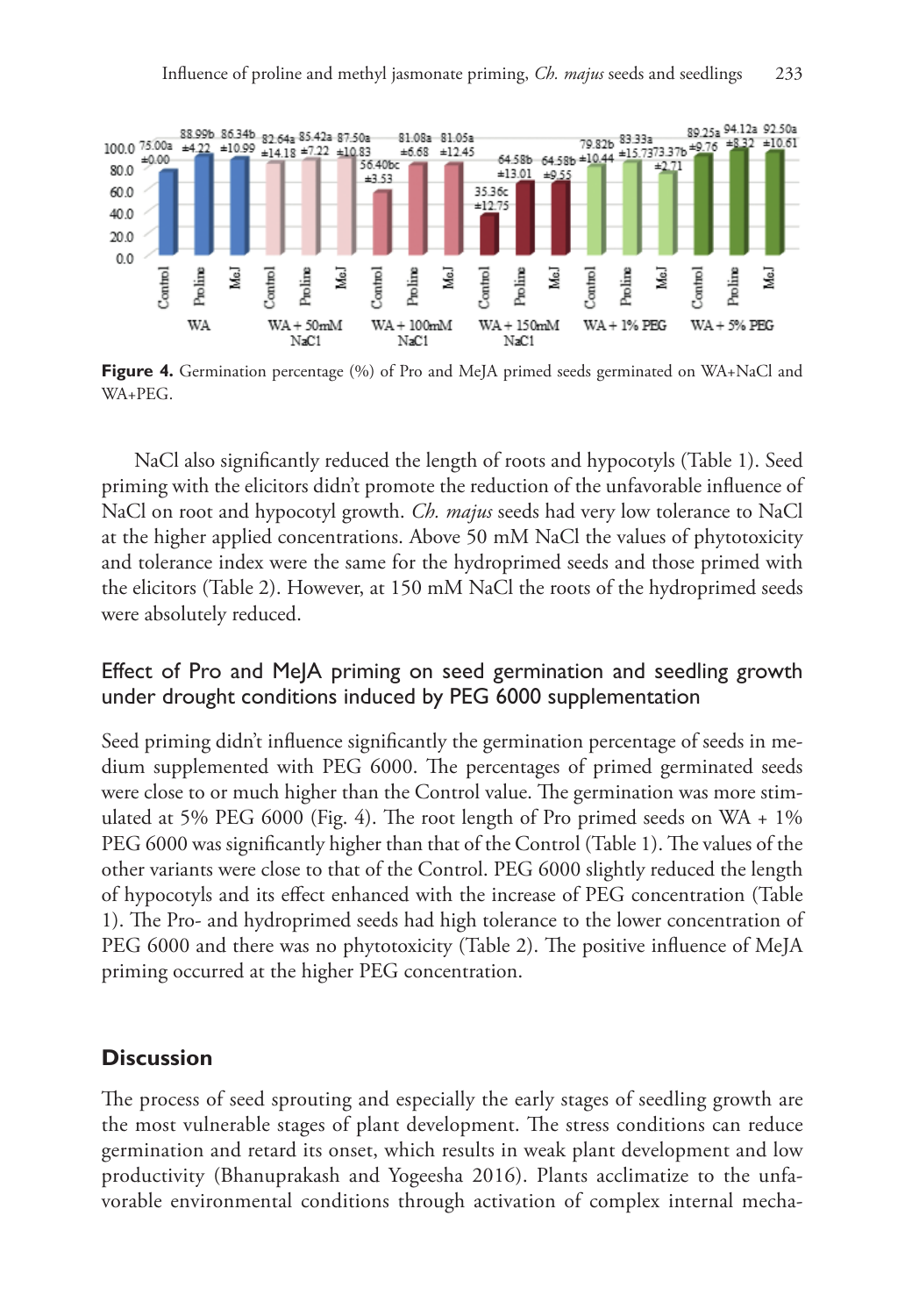**Figure 4.** Germination percentage (%) of Pro and MeJA primed seeds germinated on WA+NaCl and WA+PEG.

NaCl also significantly reduced the length of roots and hypocotyls (Table 1). Seed priming with the elicitors didn't promote the reduction of the unfavorable influence of NaCl on root and hypocotyl growth. *Ch. majus* seeds had very low tolerance to NaCl at the higher applied concentrations. Above 50 mM NaCl the values of phytotoxicity and tolerance index were the same for the hydroprimed seeds and those primed with the elicitors (Table 2). However, at 150 mM NaCl the roots of the hydroprimed seeds were absolutely reduced.

### Effect of Pro and MeJA priming on seed germination and seedling growth under drought conditions induced by PEG 6000 supplementation

Seed priming didn't influence significantly the germination percentage of seeds in medium supplemented with PEG 6000. The percentages of primed germinated seeds were close to or much higher than the Control value. The germination was more stimulated at 5% PEG 6000 (Fig. 4). The root length of Pro primed seeds on WA + 1% PEG 6000 was significantly higher than that of the Control (Table 1). The values of the other variants were close to that of the Control. PEG 6000 slightly reduced the length of hypocotyls and its effect enhanced with the increase of PEG concentration (Table 1). The Pro- and hydroprimed seeds had high tolerance to the lower concentration of PEG 6000 and there was no phytotoxicity (Table 2). The positive influence of MeJA priming occurred at the higher PEG concentration.

## Discussion

The process of seed sprouting and especially the early stages of seedling growth are the most vulnerable stages of plant development. The stress conditions can reduce germination and retard its onset, which results in weak plant development and low productivity (Bhanuprakash and Yogeesha 2016). Plants acclimatize to the unfavorable environmental conditions through activation of complex internal mecha-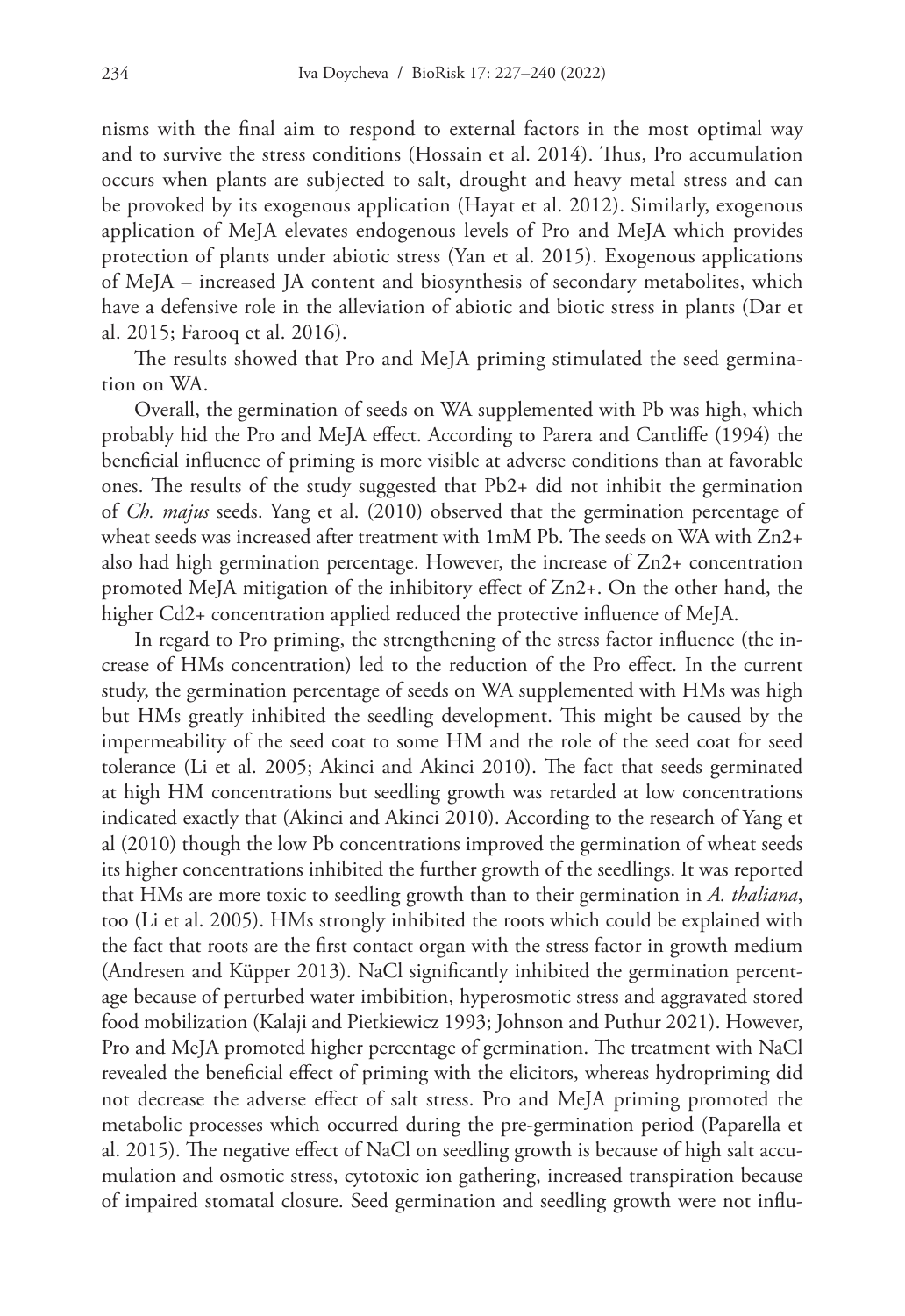nisms with the final aim to respond to external factors in the most optimal way and to survive the stress conditions (Hossain et al. 2014). Thus, Pro accumulation occurs when plants are subjected to salt, drought and heavy metal stress and can be provoked by its exogenous application (Hayat et al. 2012). Similarly, exogenous application of MeJA elevates endogenous levels of Pro and MeJA which provides protection of plants under abiotic stress (Yan et al. 2015). Exogenous applications of MeJA – increased JA content and biosynthesis of secondary metabolites, which have a defensive role in the alleviation of abiotic and biotic stress in plants (Dar et al. 2015; Farooq et al. 2016).

The results showed that Pro and MeJA priming stimulated the seed germination on WA.

Overall, the germination of seeds on WA supplemented with Pb was high, which probably hid the Pro and MeJA effect. According to Parera and Cantliffe (1994) the beneficial influence of priming is more visible at adverse conditions than at favorable ones. The results of the study suggested that $Pb^{2+}$ did not inhibit the germination of *Ch. majus* seeds. Yang et al. (2010) observed that the germination percentage of wheat seeds was increased after treatment with 1mM Pb. The seeds on WA with $Zn^{2+}$ also had high germination percentage. However, the increase of $Zn^{2+}$ concentration promoted MeJA mitigation of the inhibitory effect of $Zn^{2+}$. On the other hand, the higher $Cd^{2+}$ concentration applied reduced the protective influence of MeJA.

In regard to Pro priming, the strengthening of the stress factor influence (the increase of HMs concentration) led to the reduction of the Pro effect. In the current study, the germination percentage of seeds on WA supplemented with HMs was high but HMs greatly inhibited the seedling development. This might be caused by the impermeability of the seed coat to some HM and the role of the seed coat for seed tolerance (Li et al. 2005; Akinci and Akinci 2010). The fact that seeds germinated at high HM concentrations but seedling growth was retarded at low concentrations indicated exactly that (Akinci and Akinci 2010). According to the research of Yang et al (2010) though the low Pb concentrations improved the germination of wheat seeds its higher concentrations inhibited the further growth of the seedlings. It was reported that HMs are more toxic to seedling growth than to their germination in *A. thaliana*, too (Li et al. 2005). HMs strongly inhibited the roots which could be explained with the fact that roots are the first contact organ with the stress factor in growth medium (Andresen and Küpper 2013). NaCl significantly inhibited the germination percentage because of perturbed water imbibition, hyperosmotic stress and aggravated stored food mobilization (Kalaji and Pietkiewicz 1993; Johnson and Puthur 2021). However, Pro and MeJA promoted higher percentage of germination. The treatment with NaCl revealed the beneficial effect of priming with the elicitors, whereas hydropriming did not decrease the adverse effect of salt stress. Pro and MeJA priming promoted the metabolic processes which occurred during the pre-germination period (Paparella et al. 2015). The negative effect of NaCl on seedling growth is because of high salt accumulation and osmotic stress, cytotoxic ion gathering, increased transpiration because of impaired stomatal closure. Seed germination and seedling growth were not influ-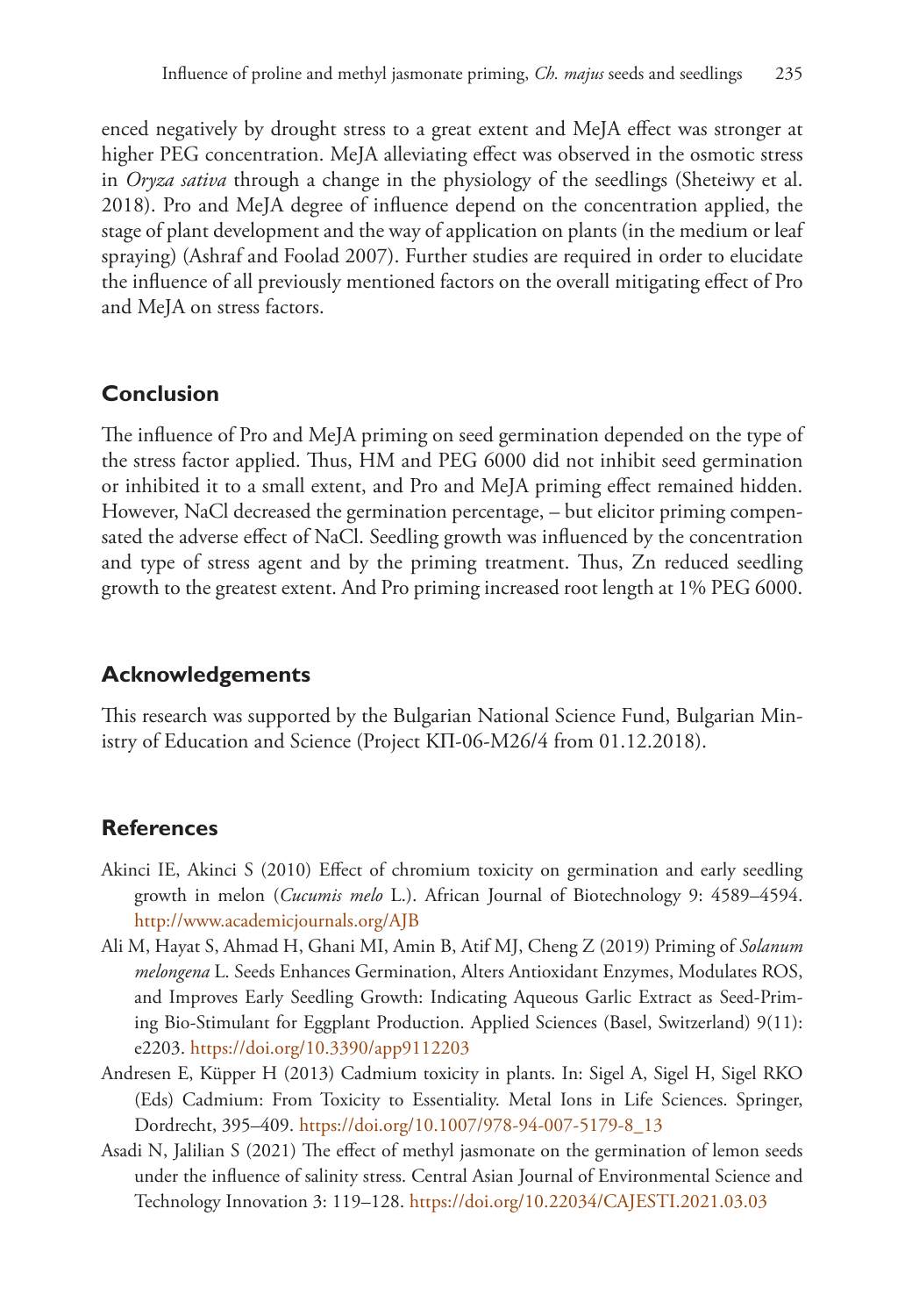enced negatively by drought stress to a great extent and MeJA effect was stronger at higher PEG concentration. MeJA alleviating effect was observed in the osmotic stress in *Oryza sativa* through a change in the physiology of the seedlings (Sheteiwy et al. 2018). Pro and MeJA degree of influence depend on the concentration applied, the stage of plant development and the way of application on plants (in the medium or leaf spraying) (Ashraf and Foolad 2007). Further studies are required in order to elucidate the influence of all previously mentioned factors on the overall mitigating effect of Pro and MeJA on stress factors.

## Conclusion

The influence of Pro and MeJA priming on seed germination depended on the type of the stress factor applied. Thus, HM and PEG 6000 did not inhibit seed germination or inhibited it to a small extent, and Pro and MeJA priming effect remained hidden. However, NaCl decreased the germination percentage, – but elicitor priming compensated the adverse effect of NaCl. Seedling growth was influenced by the concentration and type of stress agent and by the priming treatment. Thus, Zn reduced seedling growth to the greatest extent. And Pro priming increased root length at 1% PEG 6000.

## Acknowledgements

This research was supported by the Bulgarian National Science Fund, Bulgarian Ministry of Education and Science (Project КП-06-M26/4 from 01.12.2018).

## References

Akinci IE, Akinci S (2010) Effect of chromium toxicity on germination and early seedling growth in melon (*Cucumis melo* L.). African Journal of Biotechnology 9: 4589–4594. http://www.academicjournals.org/AJB

Ali M, Hayat S, Ahmad H, Ghani MI, Amin B, Atif MJ, Cheng Z (2019) Priming of *Solanum melongena* L. Seeds Enhances Germination, Alters Antioxidant Enzymes, Modulates ROS, and Improves Early Seedling Growth: Indicating Aqueous Garlic Extract as Seed-Priming Bio-Stimulant for Eggplant Production. Applied Sciences (Basel, Switzerland) 9(11): e2203. https://doi.org/10.3390/app9112203

Andresen E, Küpper H (2013) Cadmium toxicity in plants. In: Sigel A, Sigel H, Sigel RKO (Eds) Cadmium: From Toxicity to Essentiality. Metal Ions in Life Sciences. Springer, Dordrecht, 395–409. https://doi.org/10.1007/978-94-007-5179-8_13

Asadi N, Jalilian S (2021) The effect of methyl jasmonate on the germination of lemon seeds under the influence of salinity stress. Central Asian Journal of Environmental Science and Technology Innovation 3: 119–128. https://doi.org/10.22034/CAJESTI.2021.03.03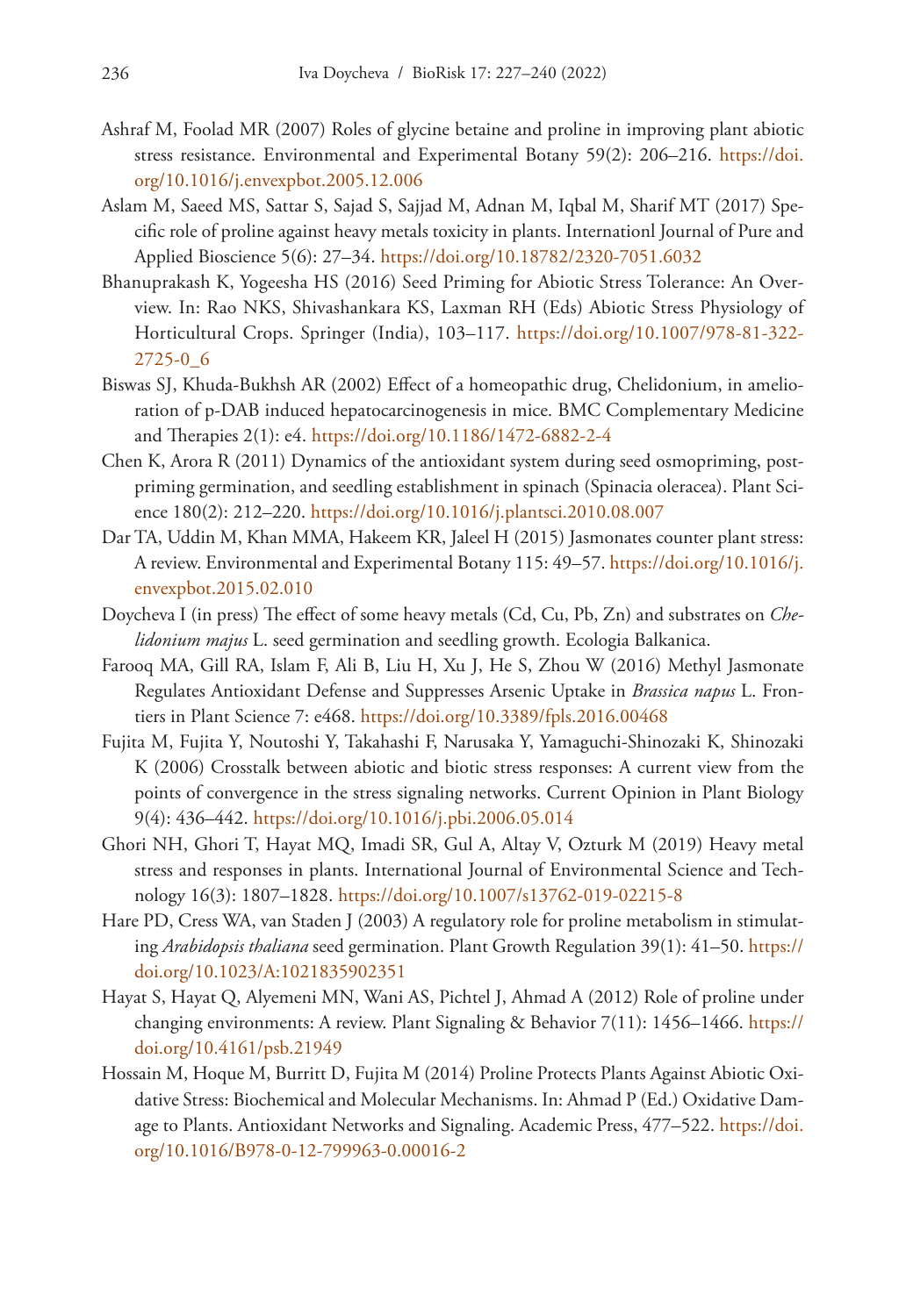Ashraf M, Foolad MR (2007) Roles of glycine betaine and proline in improving plant abiotic stress resistance. Environmental and Experimental Botany 59(2): 206–216. https://doi.org/10.1016/j.envexpbot.2005.12.006

Aslam M, Saeed MS, Sattar S, Sajad S, Sajjad M, Adnan M, Iqbal M, Sharif MT (2017) Specific role of proline against heavy metals toxicity in plants. Internationl Journal of Pure and Applied Bioscience 5(6): 27–34. https://doi.org/10.18782/2320-7051.6032

Bhanuprakash K, Yogeesha HS (2016) Seed Priming for Abiotic Stress Tolerance: An Overview. In: Rao NKS, Shivashankara KS, Laxman RH (Eds) Abiotic Stress Physiology of Horticultural Crops. Springer (India), 103–117. https://doi.org/10.1007/978-81-322-2725-0_6

Biswas SJ, Khuda-Bukhsh AR (2002) Effect of a homeopathic drug, Chelidonium, in amelioration of p-DAB induced hepatocarcinogenesis in mice. BMC Complementary Medicine and Therapies 2(1): e4. https://doi.org/10.1186/1472-6882-2-4

Chen K, Arora R (2011) Dynamics of the antioxidant system during seed osmopriming, post-priming germination, and seedling establishment in spinach (Spinacia oleracea). Plant Science 180(2): 212–220. https://doi.org/10.1016/j.plantsci.2010.08.007

Dar TA, Uddin M, Khan MMA, Hakeem KR, Jaleel H (2015) Jasmonates counter plant stress: A review. Environmental and Experimental Botany 115: 49–57. https://doi.org/10.1016/j.envexpbot.2015.02.010

Doycheva I (in press) The effect of some heavy metals (Cd, Cu, Pb, Zn) and substrates on *Chelidonium majus* L. seed germination and seedling growth. Ecologia Balkanica.

Farooq MA, Gill RA, Islam F, Ali B, Liu H, Xu J, He S, Zhou W (2016) Methyl Jasmonate Regulates Antioxidant Defense and Suppresses Arsenic Uptake in *Brassica napus* L. Frontiers in Plant Science 7: e468. https://doi.org/10.3389/fpls.2016.00468

Fujita M, Fujita Y, Noutoshi Y, Takahashi F, Narusaka Y, Yamaguchi-Shinozaki K, Shinozaki K (2006) Crosstalk between abiotic and biotic stress responses: A current view from the points of convergence in the stress signaling networks. Current Opinion in Plant Biology 9(4): 436–442. https://doi.org/10.1016/j.pbi.2006.05.014

Ghori NH, Ghori T, Hayat MQ, Imadi SR, Gul A, Altay V, Ozturk M (2019) Heavy metal stress and responses in plants. International Journal of Environmental Science and Technology 16(3): 1807–1828. https://doi.org/10.1007/s13762-019-02215-8

Hare PD, Cress WA, van Staden J (2003) A regulatory role for proline metabolism in stimulating *Arabidopsis thaliana* seed germination. Plant Growth Regulation 39(1): 41–50. https://doi.org/10.1023/A:1021835902351

Hayat S, Hayat Q, Alyemeni MN, Wani AS, Pichtel J, Ahmad A (2012) Role of proline under changing environments: A review. Plant Signaling & Behavior 7(11): 1456–1466. https://doi.org/10.4161/psb.21949

Hossain M, Hoque M, Burritt D, Fujita M (2014) Proline Protects Plants Against Abiotic Oxidative Stress: Biochemical and Molecular Mechanisms. In: Ahmad P (Ed.) Oxidative Damage to Plants. Antioxidant Networks and Signaling. Academic Press, 477–522. https://doi.org/10.1016/B978-0-12-799963-0.00016-2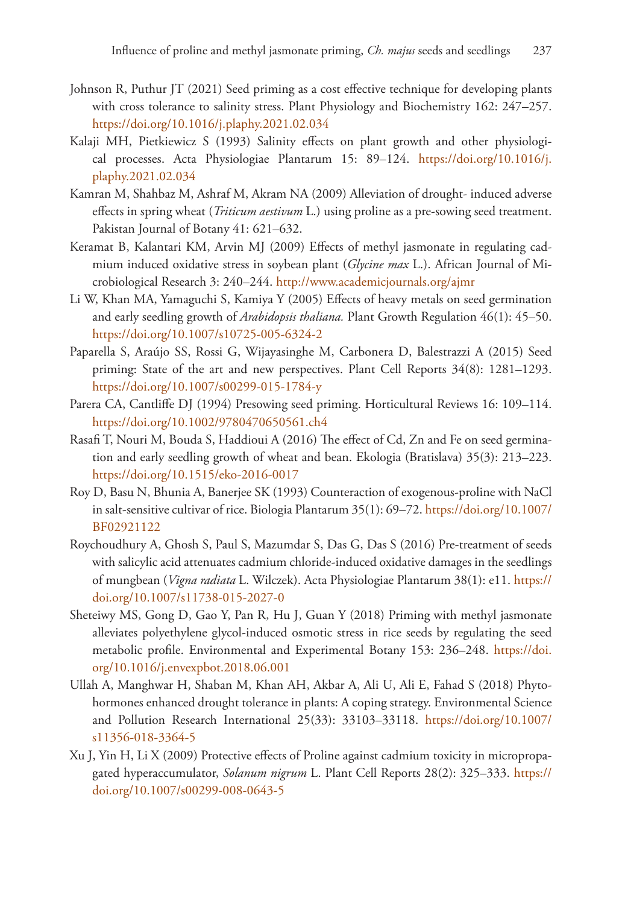Johnson R, Puthur JT (2021) Seed priming as a cost effective technique for developing plants with cross tolerance to salinity stress. Plant Physiology and Biochemistry 162: 247–257. https://doi.org/10.1016/j.plaphy.2021.02.034

Kalaji MH, Pietkiewicz S (1993) Salinity effects on plant growth and other physiological processes. Acta Physiologiae Plantarum 15: 89–124. https://doi.org/10.1016/j.plaphy.2021.02.034

Kamran M, Shahbaz M, Ashraf M, Akram NA (2009) Alleviation of drought- induced adverse effects in spring wheat (*Triticum aestivum* L.) using proline as a pre-sowing seed treatment. Pakistan Journal of Botany 41: 621–632.

Keramat B, Kalantari KM, Arvin MJ (2009) Effects of methyl jasmonate in regulating cadmium induced oxidative stress in soybean plant (*Glycine max* L.). African Journal of Microbiological Research 3: 240–244. http://www.academicjournals.org/ajmr

Li W, Khan MA, Yamaguchi S, Kamiya Y (2005) Effects of heavy metals on seed germination and early seedling growth of *Arabidopsis thaliana.* Plant Growth Regulation 46(1): 45–50. https://doi.org/10.1007/s10725-005-6324-2

Paparella S, Araújo SS, Rossi G, Wijayasinghe M, Carbonera D, Balestrazzi A (2015) Seed priming: State of the art and new perspectives. Plant Cell Reports 34(8): 1281–1293. https://doi.org/10.1007/s00299-015-1784-y

Parera CA, Cantliffe DJ (1994) Presowing seed priming. Horticultural Reviews 16: 109–114. https://doi.org/10.1002/9780470650561.ch4

Rasafi T, Nouri M, Bouda S, Haddioui A (2016) The effect of Cd, Zn and Fe on seed germination and early seedling growth of wheat and bean. Ekologia (Bratislava) 35(3): 213–223. https://doi.org/10.1515/eko-2016-0017

Roy D, Basu N, Bhunia A, Banerjee SK (1993) Counteraction of exogenous-proline with NaCl in salt-sensitive cultivar of rice. Biologia Plantarum 35(1): 69–72. https://doi.org/10.1007/BF02921122

Roychoudhury A, Ghosh S, Paul S, Mazumdar S, Das G, Das S (2016) Pre-treatment of seeds with salicylic acid attenuates cadmium chloride-induced oxidative damages in the seedlings of mungbean (*Vigna radiata* L. Wilczek). Acta Physiologiae Plantarum 38(1): e11. https://doi.org/10.1007/s11738-015-2027-0

Sheteiwy MS, Gong D, Gao Y, Pan R, Hu J, Guan Y (2018) Priming with methyl jasmonate alleviates polyethylene glycol-induced osmotic stress in rice seeds by regulating the seed metabolic profile. Environmental and Experimental Botany 153: 236–248. https://doi.org/10.1016/j.envexpbot.2018.06.001

Ullah A, Manghwar H, Shaban M, Khan AH, Akbar A, Ali U, Ali E, Fahad S (2018) Phytohormones enhanced drought tolerance in plants: A coping strategy. Environmental Science and Pollution Research International 25(33): 33103–33118. https://doi.org/10.1007/s11356-018-3364-5

Xu J, Yin H, Li X (2009) Protective effects of Proline against cadmium toxicity in micropropagated hyperaccumulator, *Solanum nigrum* L. Plant Cell Reports 28(2): 325–333. https://doi.org/10.1007/s00299-008-0643-5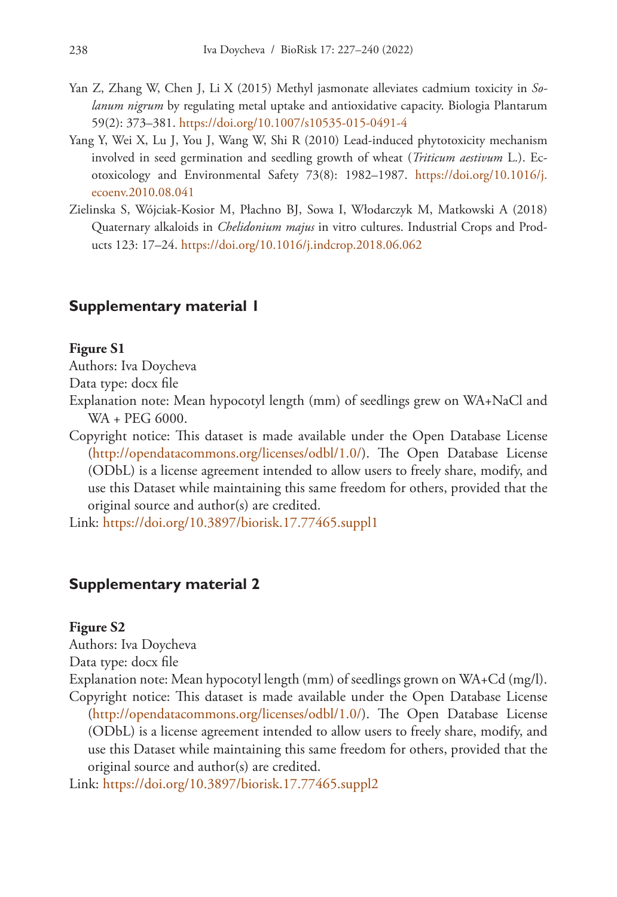Yan Z, Zhang W, Chen J, Li X (2015) Methyl jasmonate alleviates cadmium toxicity in *Solanum nigrum* by regulating metal uptake and antioxidative capacity. Biologia Plantarum 59(2): 373–381. https://doi.org/10.1007/s10535-015-0491-4

Yang Y, Wei X, Lu J, You J, Wang W, Shi R (2010) Lead-induced phytotoxicity mechanism involved in seed germination and seedling growth of wheat (*Triticum aestivum* L.). Ecotoxicology and Environmental Safety 73(8): 1982–1987. https://doi.org/10.1016/j.ecoenv.2010.08.041

Zielinska S, Wójciak-Kosior M, Płachno BJ, Sowa I, Włodarczyk M, Matkowski A (2018) Quaternary alkaloids in *Chelidonium majus* in vitro cultures. Industrial Crops and Products 123: 17–24. https://doi.org/10.1016/j.indcrop.2018.06.062

## Supplementary material 1

**Figure S1**

Authors: Iva Doycheva

Data type: docx file

Explanation note: Mean hypocotyl length (mm) of seedlings grew on WA+NaCl and WA + PEG 6000.

Copyright notice: This dataset is made available under the Open Database License (http://opendatacommons.org/licenses/odbl/1.0/). The Open Database License (ODbL) is a license agreement intended to allow users to freely share, modify, and use this Dataset while maintaining this same freedom for others, provided that the original source and author(s) are credited.

Link: https://doi.org/10.3897/biorisk.17.77465.suppl1

## Supplementary material 2

**Figure S2**

Authors: Iva Doycheva

Data type: docx file

Explanation note: Mean hypocotyl length (mm) of seedlings grown on WA+Cd (mg/l).

Copyright notice: This dataset is made available under the Open Database License (http://opendatacommons.org/licenses/odbl/1.0/). The Open Database License (ODbL) is a license agreement intended to allow users to freely share, modify, and use this Dataset while maintaining this same freedom for others, provided that the original source and author(s) are credited.

Link: https://doi.org/10.3897/biorisk.17.77465.suppl2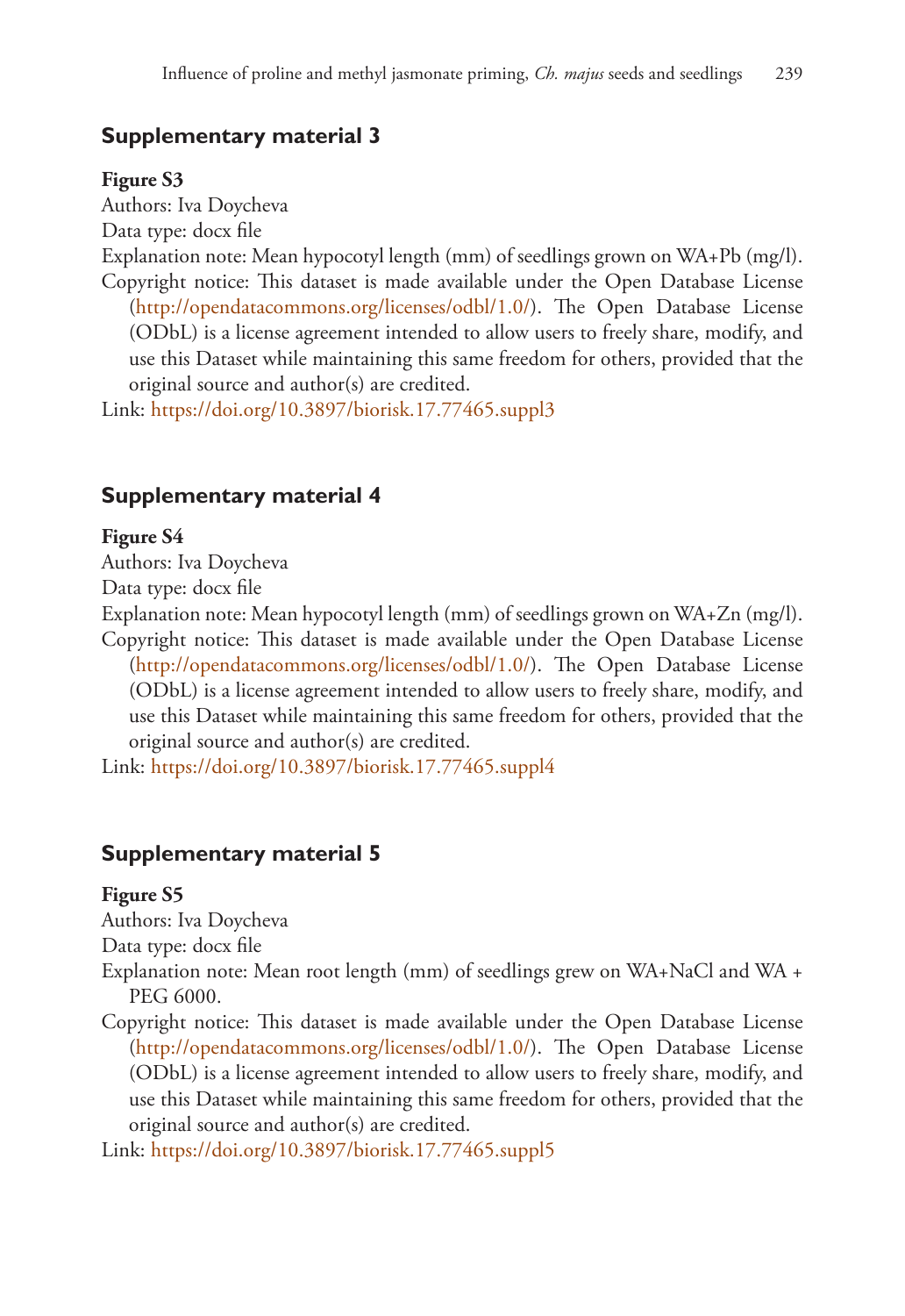## Supplementary material 3

**Figure S3**

Authors: Iva Doycheva

Data type: docx file

Explanation note: Mean hypocotyl length (mm) of seedlings grown on WA+Pb (mg/l).

Copyright notice: This dataset is made available under the Open Database License (http://opendatacommons.org/licenses/odbl/1.0/). The Open Database License (ODbL) is a license agreement intended to allow users to freely share, modify, and use this Dataset while maintaining this same freedom for others, provided that the original source and author(s) are credited.

Link: https://doi.org/10.3897/biorisk.17.77465.suppl3

## Supplementary material 4

**Figure S4**

Authors: Iva Doycheva

Data type: docx file

Explanation note: Mean hypocotyl length (mm) of seedlings grown on WA+Zn (mg/l).

Copyright notice: This dataset is made available under the Open Database License (http://opendatacommons.org/licenses/odbl/1.0/). The Open Database License (ODbL) is a license agreement intended to allow users to freely share, modify, and use this Dataset while maintaining this same freedom for others, provided that the original source and author(s) are credited.

Link: https://doi.org/10.3897/biorisk.17.77465.suppl4

## Supplementary material 5

**Figure S5**

Authors: Iva Doycheva

Data type: docx file

Explanation note: Mean root length (mm) of seedlings grew on WA+NaCl and WA + PEG 6000.

Copyright notice: This dataset is made available under the Open Database License (http://opendatacommons.org/licenses/odbl/1.0/). The Open Database License (ODbL) is a license agreement intended to allow users to freely share, modify, and use this Dataset while maintaining this same freedom for others, provided that the original source and author(s) are credited.

Link: https://doi.org/10.3897/biorisk.17.77465.suppl5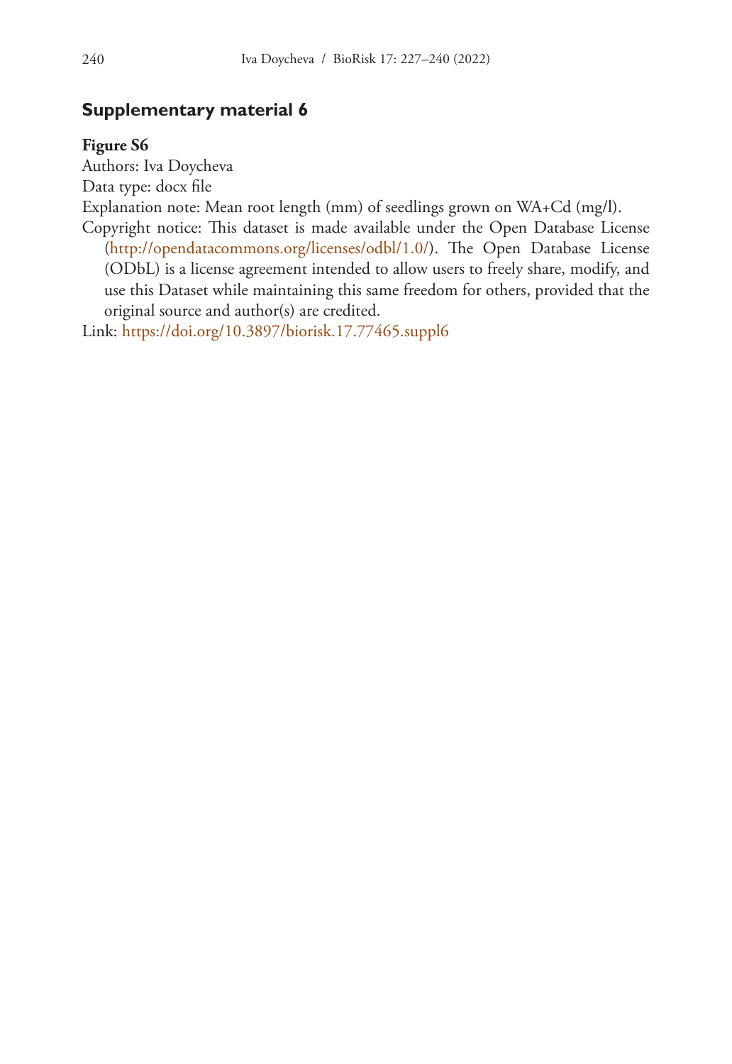## Supplementary material 6

**Figure S6**

Authors: Iva Doycheva

Data type: docx file

Explanation note: Mean root length (mm) of seedlings grown on WA+Cd (mg/l).

Copyright notice: This dataset is made available under the Open Database License (http://opendatacommons.org/licenses/odbl/1.0/). The Open Database License (ODbL) is a license agreement intended to allow users to freely share, modify, and use this Dataset while maintaining this same freedom for others, provided that the original source and author(s) are credited.

Link: https://doi.org/10.3897/biorisk.17.77465.suppl6